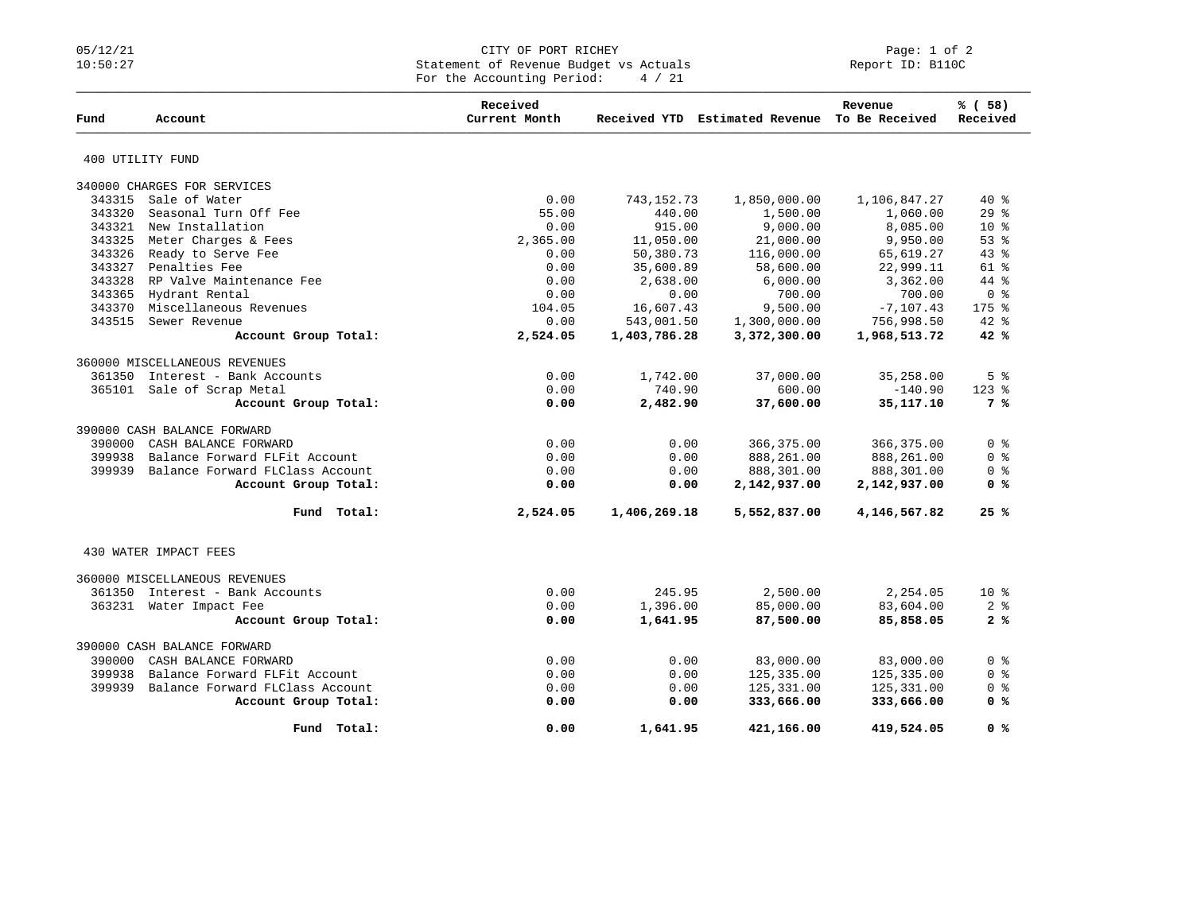# CITY OF PORT RICHEY

## Statement of Revenue Budget vs Actuals

For the Accounting Period: 4 / 21

05/12/21 10:50:27 — Report ID: B110C

| Fund | Account | Received Current Month | Received YTD | Estimated Revenue | Revenue To Be Received | % ( 58) Received |
|---|---|---|---|---|---|---|
| **400 UTILITY FUND** | | | | | | |
| 340000 CHARGES FOR SERVICES | | | | | | |
| 343315 | Sale of Water | 0.00 | 743,152.73 | 1,850,000.00 | 1,106,847.27 | 40 % |
| 343320 | Seasonal Turn Off Fee | 55.00 | 440.00 | 1,500.00 | 1,060.00 | 29 % |
| 343321 | New Installation | 0.00 | 915.00 | 9,000.00 | 8,085.00 | 10 % |
| 343325 | Meter Charges & Fees | 2,365.00 | 11,050.00 | 21,000.00 | 9,950.00 | 53 % |
| 343326 | Ready to Serve Fee | 0.00 | 50,380.73 | 116,000.00 | 65,619.27 | 43 % |
| 343327 | Penalties Fee | 0.00 | 35,600.89 | 58,600.00 | 22,999.11 | 61 % |
| 343328 | RP Valve Maintenance Fee | 0.00 | 2,638.00 | 6,000.00 | 3,362.00 | 44 % |
| 343365 | Hydrant Rental | 0.00 | 0.00 | 700.00 | 700.00 | 0 % |
| 343370 | Miscellaneous Revenues | 104.05 | 16,607.43 | 9,500.00 | -7,107.43 | 175 % |
| 343515 | Sewer Revenue | 0.00 | 543,001.50 | 1,300,000.00 | 756,998.50 | 42 % |
| | **Account Group Total:** | **2,524.05** | **1,403,786.28** | **3,372,300.00** | **1,968,513.72** | **42 %** |
| 360000 MISCELLANEOUS REVENUES | | | | | | |
| 361350 | Interest - Bank Accounts | 0.00 | 1,742.00 | 37,000.00 | 35,258.00 | 5 % |
| 365101 | Sale of Scrap Metal | 0.00 | 740.90 | 600.00 | -140.90 | 123 % |
| | **Account Group Total:** | **0.00** | **2,482.90** | **37,600.00** | **35,117.10** | **7 %** |
| 390000 CASH BALANCE FORWARD | | | | | | |
| 390000 | CASH BALANCE FORWARD | 0.00 | 0.00 | 366,375.00 | 366,375.00 | 0 % |
| 399938 | Balance Forward FLFit Account | 0.00 | 0.00 | 888,261.00 | 888,261.00 | 0 % |
| 399939 | Balance Forward FLClass Account | 0.00 | 0.00 | 888,301.00 | 888,301.00 | 0 % |
| | **Account Group Total:** | **0.00** | **0.00** | **2,142,937.00** | **2,142,937.00** | **0 %** |
| | **Fund Total:** | **2,524.05** | **1,406,269.18** | **5,552,837.00** | **4,146,567.82** | **25 %** |
| **430 WATER IMPACT FEES** | | | | | | |
| 360000 MISCELLANEOUS REVENUES | | | | | | |
| 361350 | Interest - Bank Accounts | 0.00 | 245.95 | 2,500.00 | 2,254.05 | 10 % |
| 363231 | Water Impact Fee | 0.00 | 1,396.00 | 85,000.00 | 83,604.00 | 2 % |
| | **Account Group Total:** | **0.00** | **1,641.95** | **87,500.00** | **85,858.05** | **2 %** |
| 390000 CASH BALANCE FORWARD | | | | | | |
| 390000 | CASH BALANCE FORWARD | 0.00 | 0.00 | 83,000.00 | 83,000.00 | 0 % |
| 399938 | Balance Forward FLFit Account | 0.00 | 0.00 | 125,335.00 | 125,335.00 | 0 % |
| 399939 | Balance Forward FLClass Account | 0.00 | 0.00 | 125,331.00 | 125,331.00 | 0 % |
| | **Account Group Total:** | **0.00** | **0.00** | **333,666.00** | **333,666.00** | **0 %** |
| | **Fund Total:** | **0.00** | **1,641.95** | **421,166.00** | **419,524.05** | **0 %** |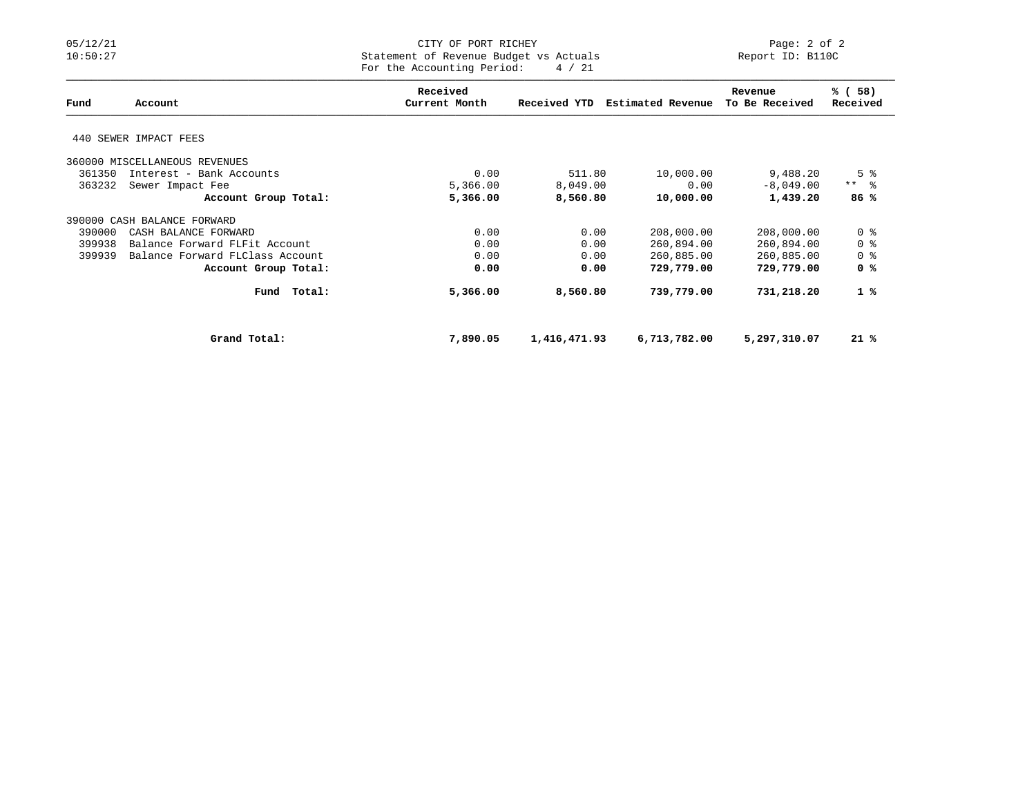CITY OF PORT RICHEY
Statement of Revenue Budget vs Actuals
For the Accounting Period: 4 / 21

05/12/21
10:50:27

Report ID: B110C

| Fund | Account | Received Current Month | Received YTD | Estimated Revenue | Revenue To Be Received | % ( 58) Received |
|---|---|---|---|---|---|---|
| 440 SEWER IMPACT FEES | | | | | | |
| 360000 MISCELLANEOUS REVENUES | | | | | | |
| 361350 | Interest - Bank Accounts | 0.00 | 511.80 | 10,000.00 | 9,488.20 | 5 % |
| 363232 | Sewer Impact Fee | 5,366.00 | 8,049.00 | 0.00 | -8,049.00 | ** % |
| | **Account Group Total:** | **5,366.00** | **8,560.80** | **10,000.00** | **1,439.20** | **86 %** |
| 390000 CASH BALANCE FORWARD | | | | | | |
| 390000 | CASH BALANCE FORWARD | 0.00 | 0.00 | 208,000.00 | 208,000.00 | 0 % |
| 399938 | Balance Forward FLFit Account | 0.00 | 0.00 | 260,894.00 | 260,894.00 | 0 % |
| 399939 | Balance Forward FLClass Account | 0.00 | 0.00 | 260,885.00 | 260,885.00 | 0 % |
| | **Account Group Total:** | **0.00** | **0.00** | **729,779.00** | **729,779.00** | **0 %** |
| | **Fund Total:** | **5,366.00** | **8,560.80** | **739,779.00** | **731,218.20** | **1 %** |
| | **Grand Total:** | **7,890.05** | **1,416,471.93** | **6,713,782.00** | **5,297,310.07** | **21 %** |